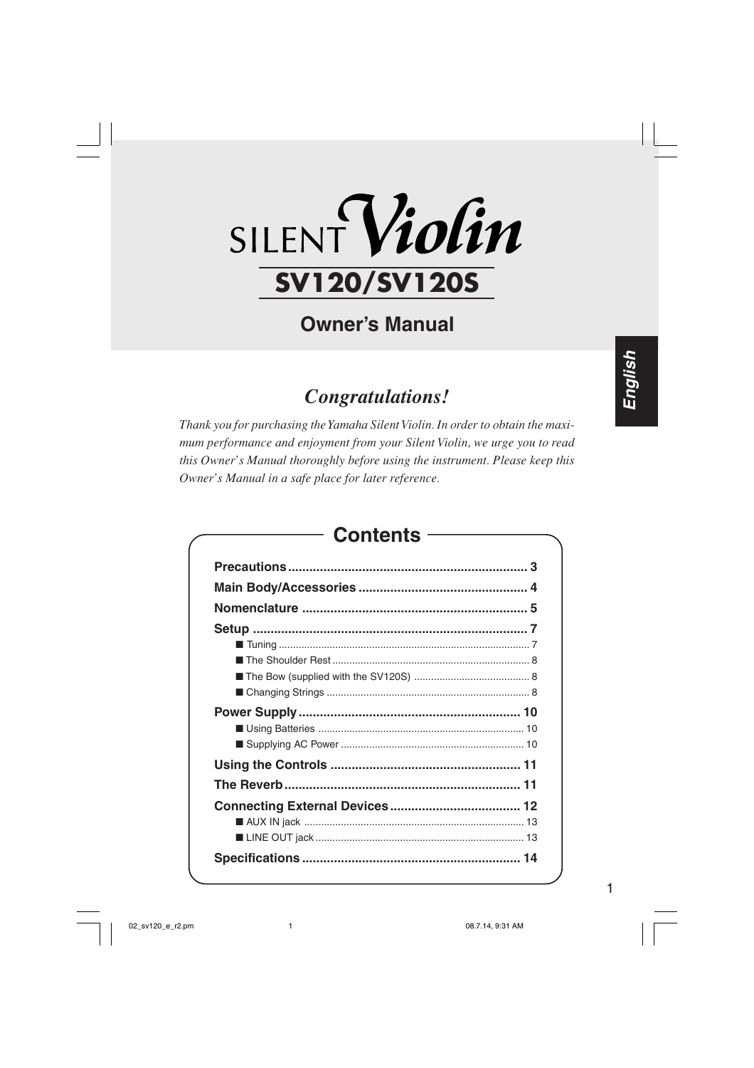# SILENT Violin

## SV120/SV120S

## Owner's Manual

English

### *Congratulations!*

*Thank you for purchasing the Yamaha Silent Violin. In order to obtain the maximum performance and enjoyment from your Silent Violin, we urge you to read this Owner's Manual thoroughly before using the instrument. Please keep this Owner's Manual in a safe place for later reference.*

## Contents

**Precautions** .................................................................. 3

**Main Body/Accessories** ............................................... 4

**Nomenclature** ............................................................... 5

**Setup** ............................................................................ 7

- ■ Tuning ........................................................................ 7
- ■ The Shoulder Rest ..................................................... 8
- ■ The Bow (supplied with the SV120S) ......................... 8
- ■ Changing Strings ....................................................... 8

**Power Supply** .............................................................. 10

- ■ Using Batteries ........................................................ 10
- ■ Supplying AC Power ................................................ 10

**Using the Controls** ..................................................... 11

**The Reverb** .................................................................. 11

**Connecting External Devices** .................................... 12

- ■ AUX IN jack ............................................................. 13
- ■ LINE OUT jack ......................................................... 13

**Specifications** ............................................................. 14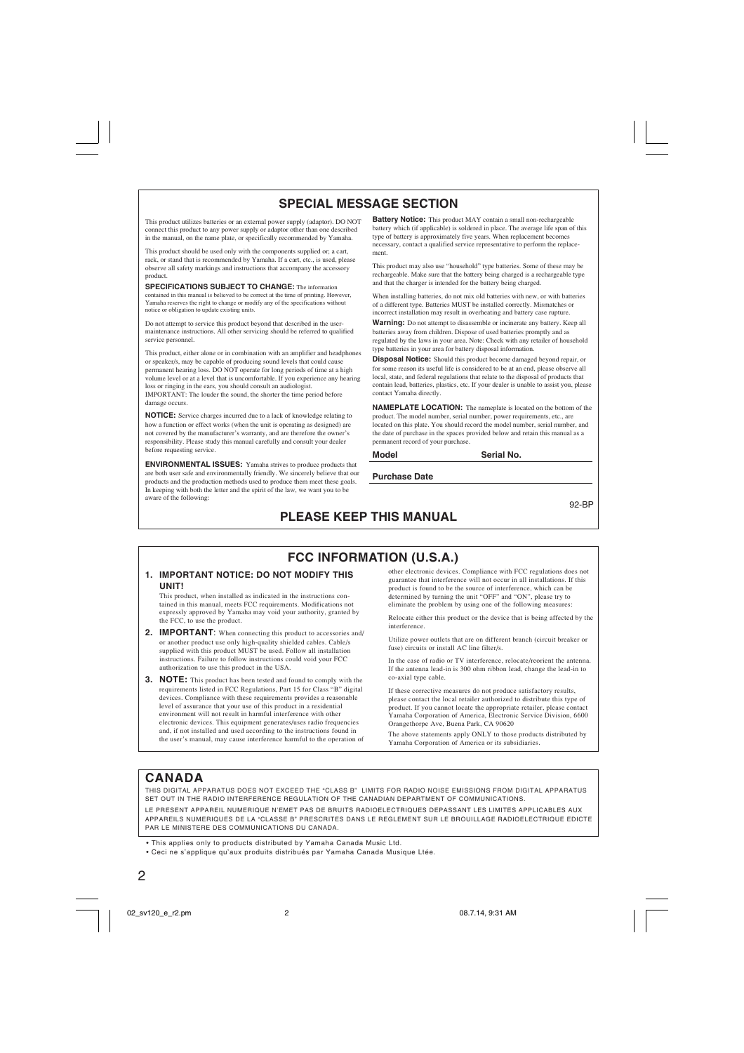## SPECIAL MESSAGE SECTION

This product utilizes batteries or an external power supply (adaptor). DO NOT connect this product to any power supply or adaptor other than one described in the manual, on the name plate, or specifically recommended by Yamaha.

This product should be used only with the components supplied or; a cart, rack, or stand that is recommended by Yamaha. If a cart, etc., is used, please observe all safety markings and instructions that accompany the accessory product.

**SPECIFICATIONS SUBJECT TO CHANGE:** The information contained in this manual is believed to be correct at the time of printing. However, Yamaha reserves the right to change or modify any of the specifications without notice or obligation to update existing units.

Do not attempt to service this product beyond that described in the user-maintenance instructions. All other servicing should be referred to qualified service personnel.

This product, either alone or in combination with an amplifier and headphones or speaker/s, may be capable of producing sound levels that could cause permanent hearing loss. DO NOT operate for long periods of time at a high volume level or at a level that is uncomfortable. If you experience any hearing loss or ringing in the ears, you should consult an audiologist.
IMPORTANT: The louder the sound, the shorter the time period before damage occurs.

**NOTICE:** Service charges incurred due to a lack of knowledge relating to how a function or effect works (when the unit is operating as designed) are not covered by the manufacturer's warranty, and are therefore the owner's responsibility. Please study this manual carefully and consult your dealer before requesting service.

**ENVIRONMENTAL ISSUES:** Yamaha strives to produce products that are both user safe and environmentally friendly. We sincerely believe that our products and the production methods used to produce them meet these goals. In keeping with both the letter and the spirit of the law, we want you to be aware of the following:

**Battery Notice:** This product MAY contain a small non-rechargeable battery which (if applicable) is soldered in place. The average life span of this type of battery is approximately five years. When replacement becomes necessary, contact a qualified service representative to perform the replacement.

This product may also use "household" type batteries. Some of these may be rechargeable. Make sure that the battery being charged is a rechargeable type and that the charger is intended for the battery being charged.

When installing batteries, do not mix old batteries with new, or with batteries of a different type. Batteries MUST be installed correctly. Mismatches or incorrect installation may result in overheating and battery case rupture.

**Warning:** Do not attempt to disassemble or incinerate any battery. Keep all batteries away from children. Dispose of used batteries promptly and as regulated by the laws in your area. Note: Check with any retailer of household type batteries in your area for battery disposal information.

**Disposal Notice:** Should this product become damaged beyond repair, or for some reason its useful life is considered to be at an end, please observe all local, state, and federal regulations that relate to the disposal of products that contain lead, batteries, plastics, etc. If your dealer is unable to assist you, please contact Yamaha directly.

**NAMEPLATE LOCATION:** The nameplate is located on the bottom of the product. The model number, serial number, power requirements, etc., are located on this plate. You should record the model number, serial number, and the date of purchase in the spaces provided below and retain this manual as a permanent record of your purchase.

**Model** ______________ **Serial No.** ______________

**Purchase Date** ______________

92-BP

## PLEASE KEEP THIS MANUAL

## FCC INFORMATION (U.S.A.)

1. **IMPORTANT NOTICE: DO NOT MODIFY THIS UNIT!**
   This product, when installed as indicated in the instructions contained in this manual, meets FCC requirements. Modifications not expressly approved by Yamaha may void your authority, granted by the FCC, to use the product.
2. **IMPORTANT**: When connecting this product to accessories and/or another product use only high-quality shielded cables. Cable/s supplied with this product MUST be used. Follow all installation instructions. Failure to follow instructions could void your FCC authorization to use this product in the USA.
3. **NOTE:** This product has been tested and found to comply with the requirements listed in FCC Regulations, Part 15 for Class "B" digital devices. Compliance with these requirements provides a reasonable level of assurance that your use of this product in a residential environment will not result in harmful interference with other electronic devices. This equipment generates/uses radio frequencies and, if not installed and used according to the instructions found in the user's manual, may cause interference harmful to the operation of other electronic devices. Compliance with FCC regulations does not guarantee that interference will not occur in all installations. If this product is found to be the source of interference, which can be determined by turning the unit "OFF" and "ON", please try to eliminate the problem by using one of the following measures:

   Relocate either this product or the device that is being affected by the interference.

   Utilize power outlets that are on different branch (circuit breaker or fuse) circuits or install AC line filter/s.

   In the case of radio or TV interference, relocate/reorient the antenna. If the antenna lead-in is 300 ohm ribbon lead, change the lead-in to co-axial type cable.

   If these corrective measures do not produce satisfactory results, please contact the local retailer authorized to distribute this type of product. If you cannot locate the appropriate retailer, please contact Yamaha Corporation of America, Electronic Service Division, 6600 Orangethorpe Ave, Buena Park, CA 90620

   The above statements apply ONLY to those products distributed by Yamaha Corporation of America or its subsidiaries.

## CANADA

THIS DIGITAL APPARATUS DOES NOT EXCEED THE "CLASS B" LIMITS FOR RADIO NOISE EMISSIONS FROM DIGITAL APPARATUS SET OUT IN THE RADIO INTERFERENCE REGULATION OF THE CANADIAN DEPARTMENT OF COMMUNICATIONS.

LE PRESENT APPAREIL NUMERIQUE N'EMET PAS DE BRUITS RADIOELECTRIQUES DEPASSANT LES LIMITES APPLICABLES AUX APPAREILS NUMERIQUES DE LA "CLASSE B" PRESCRITES DANS LE REGLEMENT SUR LE BROUILLAGE RADIOELECTRIQUE EDICTE PAR LE MINISTERE DES COMMUNICATIONS DU CANADA.

- This applies only to products distributed by Yamaha Canada Music Ltd.
- Ceci ne s'applique qu'aux produits distribués par Yamaha Canada Musique Ltée.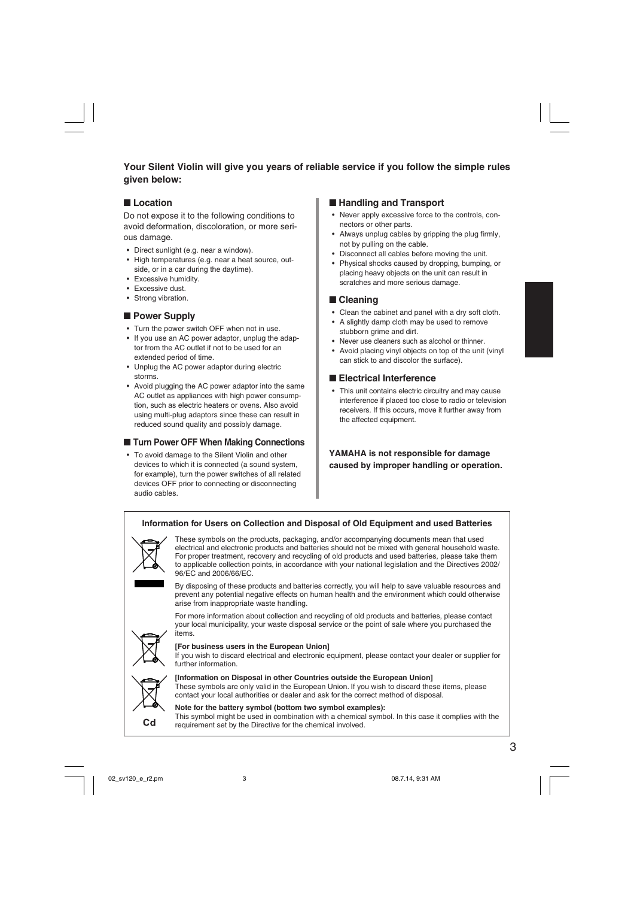**Your Silent Violin will give you years of reliable service if you follow the simple rules given below:**

## ■ Location

Do not expose it to the following conditions to avoid deformation, discoloration, or more serious damage.

- Direct sunlight (e.g. near a window).
- High temperatures (e.g. near a heat source, outside, or in a car during the daytime).
- Excessive humidity.
- Excessive dust.
- Strong vibration.

## ■ Power Supply

- Turn the power switch OFF when not in use.
- If you use an AC power adaptor, unplug the adaptor from the AC outlet if not to be used for an extended period of time.
- Unplug the AC power adaptor during electric storms.
- Avoid plugging the AC power adaptor into the same AC outlet as appliances with high power consumption, such as electric heaters or ovens. Also avoid using multi-plug adaptors since these can result in reduced sound quality and possibly damage.

## ■ Turn Power OFF When Making Connections

- To avoid damage to the Silent Violin and other devices to which it is connected (a sound system, for example), turn the power switches of all related devices OFF prior to connecting or disconnecting audio cables.

## ■ Handling and Transport

- Never apply excessive force to the controls, connectors or other parts.
- Always unplug cables by gripping the plug firmly, not by pulling on the cable.
- Disconnect all cables before moving the unit.
- Physical shocks caused by dropping, bumping, or placing heavy objects on the unit can result in scratches and more serious damage.

## ■ Cleaning

- Clean the cabinet and panel with a dry soft cloth.
- A slightly damp cloth may be used to remove stubborn grime and dirt.
- Never use cleaners such as alcohol or thinner.
- Avoid placing vinyl objects on top of the unit (vinyl can stick to and discolor the surface).

## ■ Electrical Interference

- This unit contains electric circuitry and may cause interference if placed too close to radio or television receivers. If this occurs, move it further away from the affected equipment.

**YAMAHA is not responsible for damage caused by improper handling or operation.**

### Information for Users on Collection and Disposal of Old Equipment and used Batteries

These symbols on the products, packaging, and/or accompanying documents mean that used electrical and electronic products and batteries should not be mixed with general household waste. For proper treatment, recovery and recycling of old products and used batteries, please take them to applicable collection points, in accordance with your national legislation and the Directives 2002/96/EC and 2006/66/EC.

By disposing of these products and batteries correctly, you will help to save valuable resources and prevent any potential negative effects on human health and the environment which could otherwise arise from inappropriate waste handling.

For more information about collection and recycling of old products and batteries, please contact your local municipality, your waste disposal service or the point of sale where you purchased the items.

**[For business users in the European Union]**
If you wish to discard electrical and electronic equipment, please contact your dealer or supplier for further information.

**[Information on Disposal in other Countries outside the European Union]**
These symbols are only valid in the European Union. If you wish to discard these items, please contact your local authorities or dealer and ask for the correct method of disposal.

**Note for the battery symbol (bottom two symbol examples):**
This symbol might be used in combination with a chemical symbol. In this case it complies with the requirement set by the Directive for the chemical involved.

Cd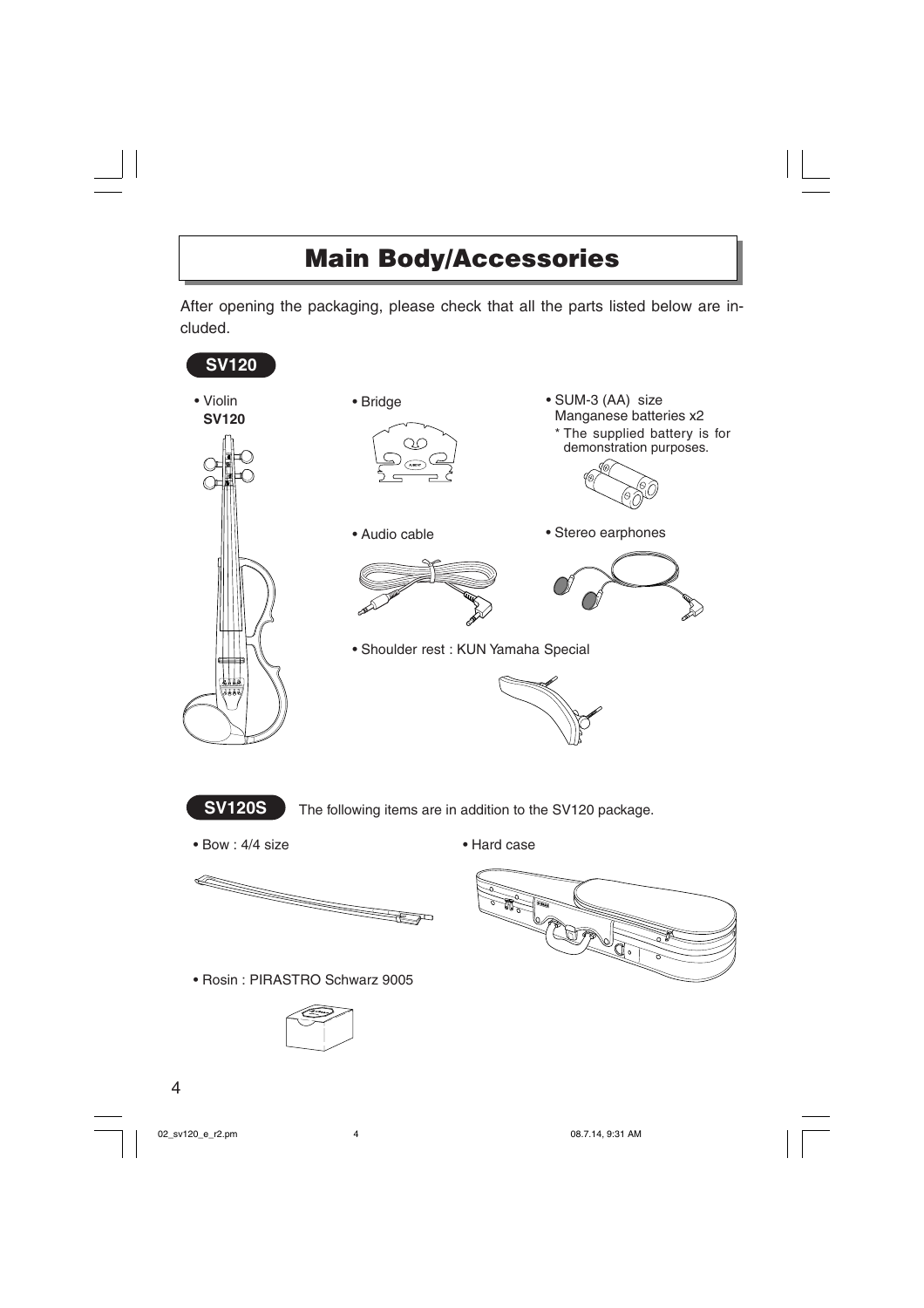# Main Body/Accessories

After opening the packaging, please check that all the parts listed below are included.

## SV120

- Violin **SV120**
- Bridge
- SUM-3 (AA) size Manganese batteries x2
  - \* The supplied battery is for demonstration purposes.
- Audio cable
- Stereo earphones
- Shoulder rest : KUN Yamaha Special

## SV120S

The following items are in addition to the SV120 package.

- Bow : 4/4 size
- Hard case
- Rosin : PIRASTRO Schwarz 9005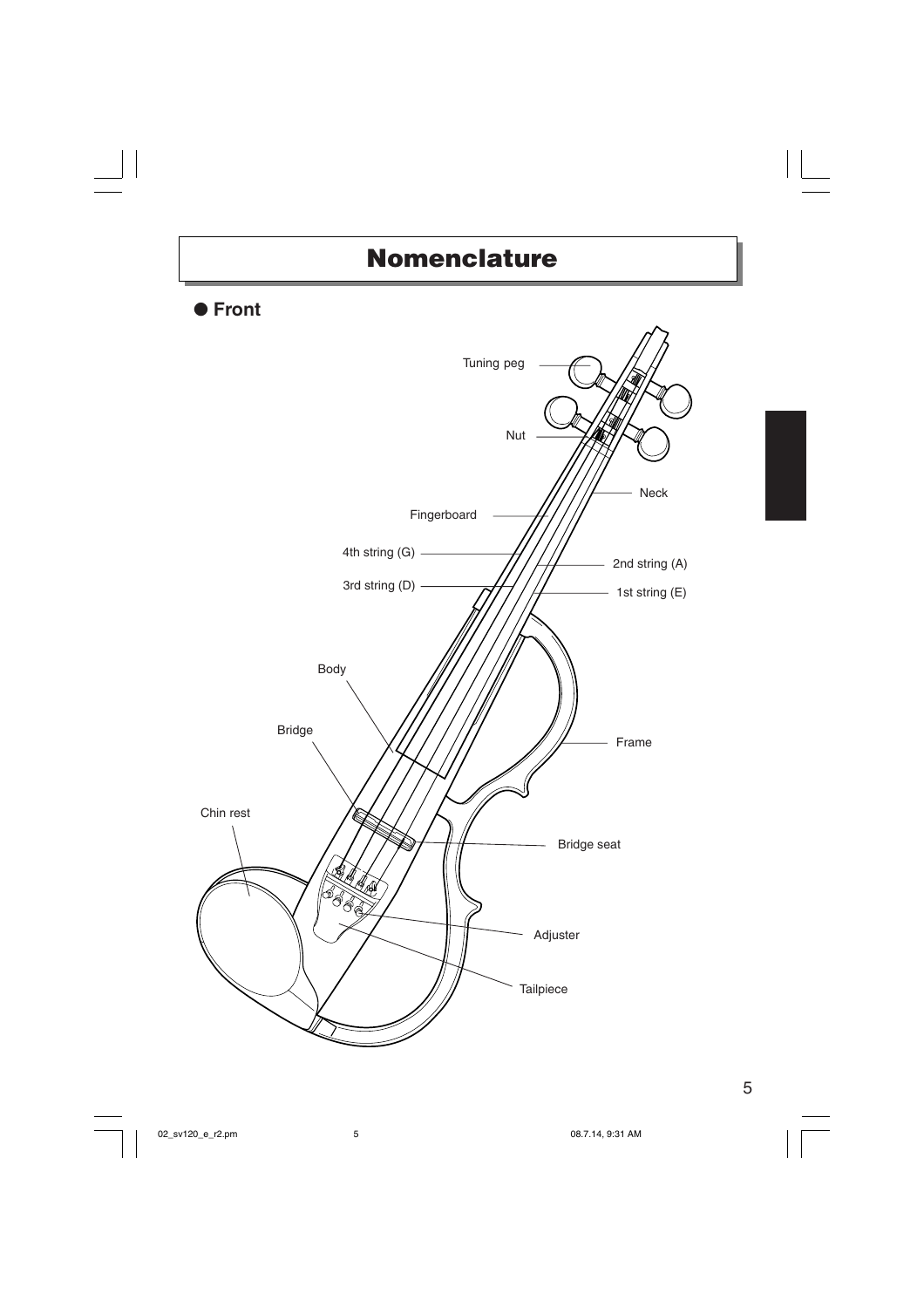# Nomenclature

## ● Front

Tuning peg

Nut

Neck

Fingerboard

4th string (G)

2nd string (A)

3rd string (D)

1st string (E)

Body

Bridge

Frame

Chin rest

Bridge seat

Adjuster

Tailpiece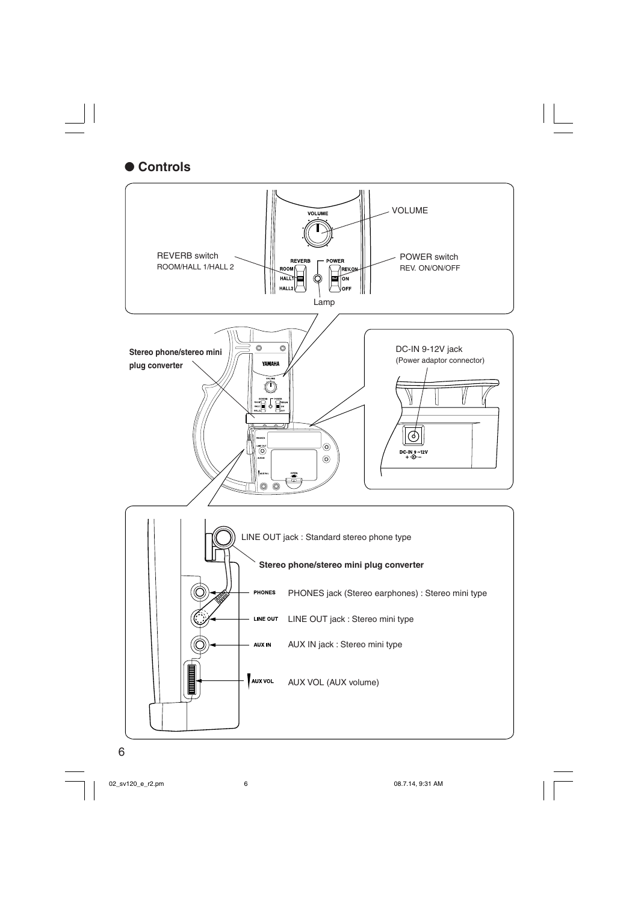## ● Controls

VOLUME

REVERB switch
ROOM/HALL 1/HALL 2

POWER switch
REV. ON/ON/OFF

Lamp

**Stereo phone/stereo mini plug converter**

DC-IN 9-12V jack
(Power adaptor connector)

LINE OUT jack : Standard stereo phone type

**Stereo phone/stereo mini plug converter**

PHONES jack (Stereo earphones) : Stereo mini type

LINE OUT jack : Stereo mini type

AUX IN jack : Stereo mini type

AUX VOL (AUX volume)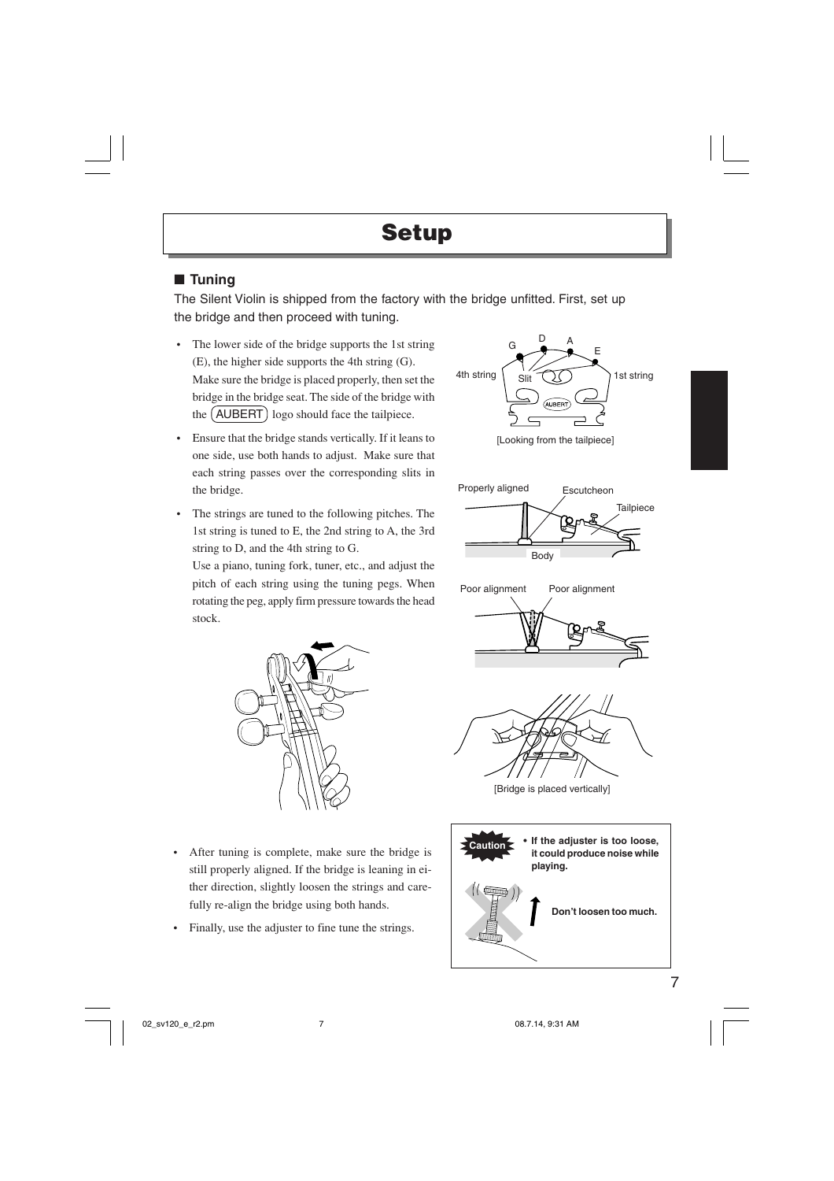# Setup

## ■ Tuning

The Silent Violin is shipped from the factory with the bridge unfitted. First, set up the bridge and then proceed with tuning.

- The lower side of the bridge supports the 1st string (E), the higher side supports the 4th string (G). Make sure the bridge is placed properly, then set the bridge in the bridge seat. The side of the bridge with the AUBERT logo should face the tailpiece.
- Ensure that the bridge stands vertically. If it leans to one side, use both hands to adjust. Make sure that each string passes over the corresponding slits in the bridge.
- The strings are tuned to the following pitches. The 1st string is tuned to E, the 2nd string to A, the 3rd string to D, and the 4th string to G. Use a piano, tuning fork, tuner, etc., and adjust the pitch of each string using the tuning pegs. When rotating the peg, apply firm pressure towards the head stock.

[Looking from the tailpiece]

[Bridge is placed vertically]

- After tuning is complete, make sure the bridge is still properly aligned. If the bridge is leaning in either direction, slightly loosen the strings and carefully re-align the bridge using both hands.
- Finally, use the adjuster to fine tune the strings.

**Caution**

- **If the adjuster is too loose, it could produce noise while playing.**

**Don't loosen too much.**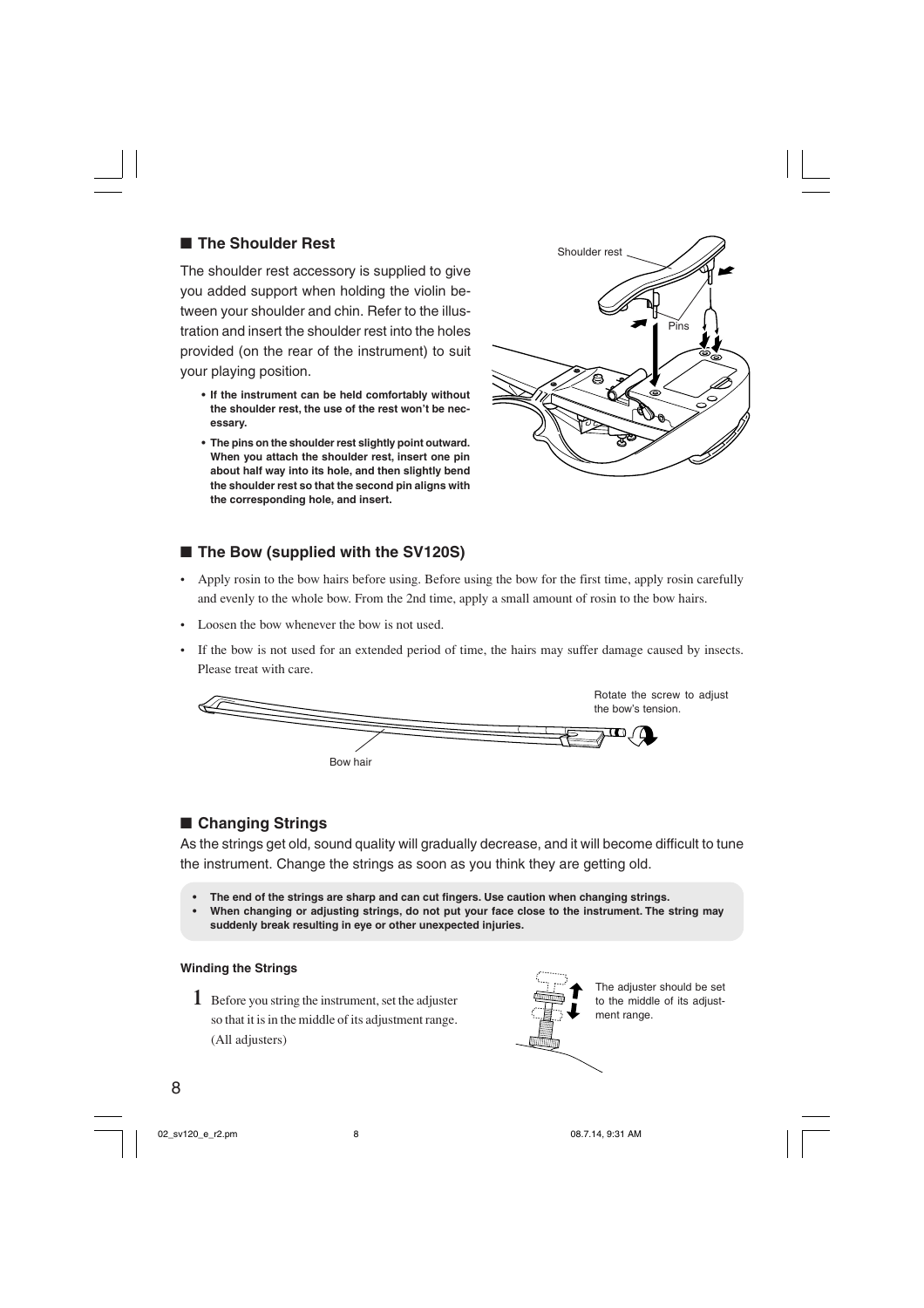## ■ The Shoulder Rest

The shoulder rest accessory is supplied to give you added support when holding the violin between your shoulder and chin. Refer to the illustration and insert the shoulder rest into the holes provided (on the rear of the instrument) to suit your playing position.

- **If the instrument can be held comfortably without the shoulder rest, the use of the rest won't be necessary.**
- **The pins on the shoulder rest slightly point outward. When you attach the shoulder rest, insert one pin about half way into its hole, and then slightly bend the shoulder rest so that the second pin aligns with the corresponding hole, and insert.**

Shoulder rest

Pins

## ■ The Bow (supplied with the SV120S)

- Apply rosin to the bow hairs before using. Before using the bow for the first time, apply rosin carefully and evenly to the whole bow. From the 2nd time, apply a small amount of rosin to the bow hairs.
- Loosen the bow whenever the bow is not used.
- If the bow is not used for an extended period of time, the hairs may suffer damage caused by insects. Please treat with care.

Rotate the screw to adjust the bow's tension.

Bow hair

## ■ Changing Strings

As the strings get old, sound quality will gradually decrease, and it will become difficult to tune the instrument. Change the strings as soon as you think they are getting old.

- **The end of the strings are sharp and can cut fingers. Use caution when changing strings.**
- **When changing or adjusting strings, do not put your face close to the instrument. The string may suddenly break resulting in eye or other unexpected injuries.**

### Winding the Strings

**1** Before you string the instrument, set the adjuster so that it is in the middle of its adjustment range. (All adjusters)

The adjuster should be set to the middle of its adjustment range.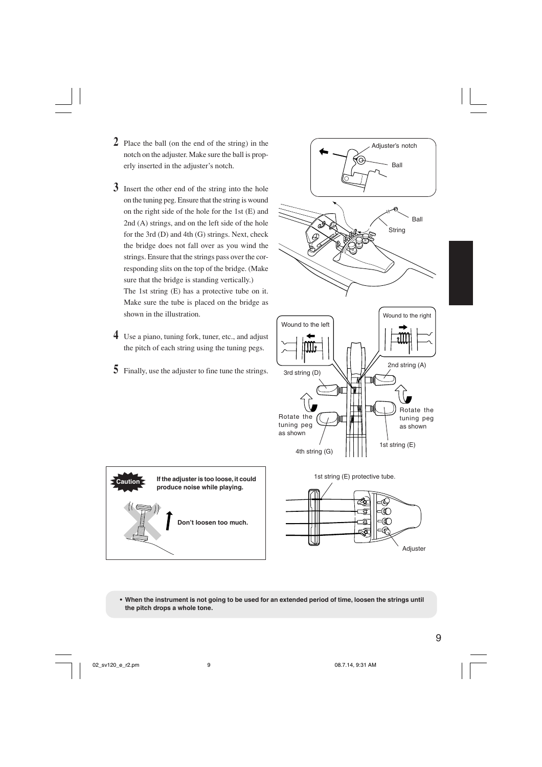2. Place the ball (on the end of the string) in the notch on the adjuster. Make sure the ball is properly inserted in the adjuster's notch.

3. Insert the other end of the string into the hole on the tuning peg. Ensure that the string is wound on the right side of the hole for the 1st (E) and 2nd (A) strings, and on the left side of the hole for the 3rd (D) and 4th (G) strings. Next, check the bridge does not fall over as you wind the strings. Ensure that the strings pass over the corresponding slits on the top of the bridge. (Make sure that the bridge is standing vertically.)
   The 1st string (E) has a protective tube on it. Make sure the tube is placed on the bridge as shown in the illustration.

4. Use a piano, tuning fork, tuner, etc., and adjust the pitch of each string using the tuning pegs.

5. Finally, use the adjuster to fine tune the strings.

Adjuster's notch
Ball
Ball
String

Wound to the left
Wound to the right
3rd string (D)
2nd string (A)
Rotate the tuning peg as shown
Rotate the tuning peg as shown
4th string (G)
1st string (E)

**Caution**

**If the adjuster is too loose, it could produce noise while playing.**

**Don't loosen too much.**

1st string (E) protective tube.

Adjuster

- **When the instrument is not going to be used for an extended period of time, loosen the strings until the pitch drops a whole tone.**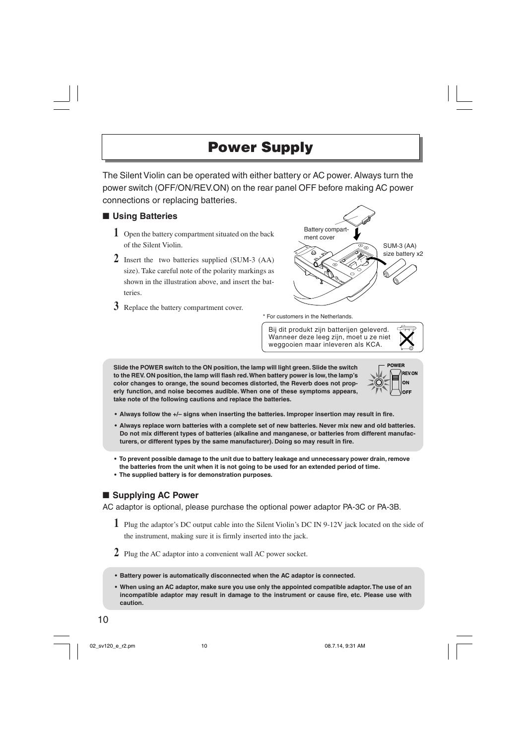# Power Supply

The Silent Violin can be operated with either battery or AC power. Always turn the power switch (OFF/ON/REV.ON) on the rear panel OFF before making AC power connections or replacing batteries.

## ■ Using Batteries

**1** Open the battery compartment situated on the back of the Silent Violin.

**2** Insert the two batteries supplied (SUM-3 (AA) size). Take careful note of the polarity markings as shown in the illustration above, and insert the batteries.

**3** Replace the battery compartment cover.

Battery compartment cover

SUM-3 (AA) size battery x2

\* For customers in the Netherlands.

Bij dit produkt zijn batterijen geleverd. Wanneer deze leeg zijn, moet u ze niet weggooien maar inleveren als KCA.

**Slide the POWER switch to the ON position, the lamp will light green. Slide the switch to the REV. ON position, the lamp will flash red. When battery power is low, the lamp's color changes to orange, the sound becomes distorted, the Reverb does not properly function, and noise becomes audible. When one of these symptoms appears, take note of the following cautions and replace the batteries.**

POWER
REV.ON
ON
OFF

- **Always follow the +/– signs when inserting the batteries. Improper insertion may result in fire.**
- **Always replace worn batteries with a complete set of new batteries. Never mix new and old batteries. Do not mix different types of batteries (alkaline and manganese, or batteries from different manufacturers, or different types by the same manufacturer). Doing so may result in fire.**

- **To prevent possible damage to the unit due to battery leakage and unnecessary power drain, remove the batteries from the unit when it is not going to be used for an extended period of time.**
- **The supplied battery is for demonstration purposes.**

## ■ Supplying AC Power

AC adaptor is optional, please purchase the optional power adaptor PA-3C or PA-3B.

**1** Plug the adaptor's DC output cable into the Silent Violin's DC IN 9-12V jack located on the side of the instrument, making sure it is firmly inserted into the jack.

**2** Plug the AC adaptor into a convenient wall AC power socket.

- **Battery power is automatically disconnected when the AC adaptor is connected.**
- **When using an AC adaptor, make sure you use only the appointed compatible adaptor. The use of an incompatible adaptor may result in damage to the instrument or cause fire, etc. Please use with caution.**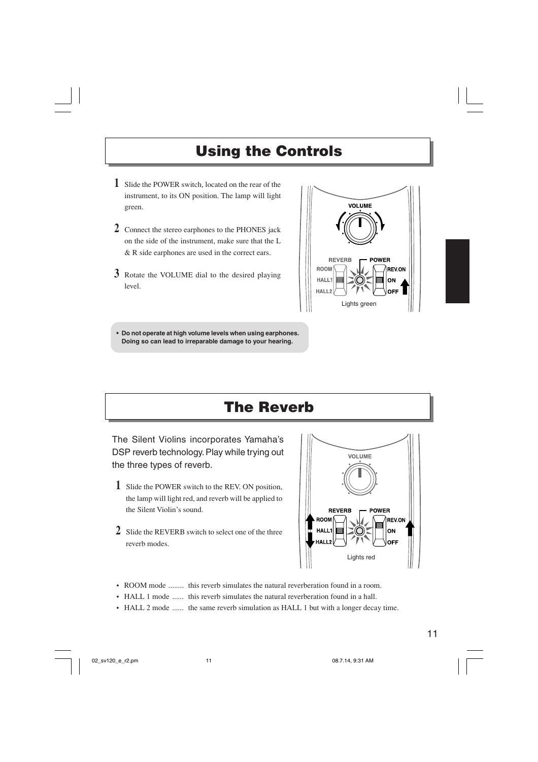# Using the Controls

1. Slide the POWER switch, located on the rear of the instrument, to its ON position. The lamp will light green.

2. Connect the stereo earphones to the PHONES jack on the side of the instrument, make sure that the L & R side earphones are used in the correct ears.

3. Rotate the VOLUME dial to the desired playing level.

Lights green

- **Do not operate at high volume levels when using earphones. Doing so can lead to irreparable damage to your hearing.**

# The Reverb

The Silent Violins incorporates Yamaha's DSP reverb technology. Play while trying out the three types of reverb.

1. Slide the POWER switch to the REV. ON position, the lamp will light red, and reverb will be applied to the Silent Violin's sound.

2. Slide the REVERB switch to select one of the three reverb modes.

Lights red

- ROOM mode ........ this reverb simulates the natural reverberation found in a room.
- HALL 1 mode ...... this reverb simulates the natural reverberation found in a hall.
- HALL 2 mode ...... the same reverb simulation as HALL 1 but with a longer decay time.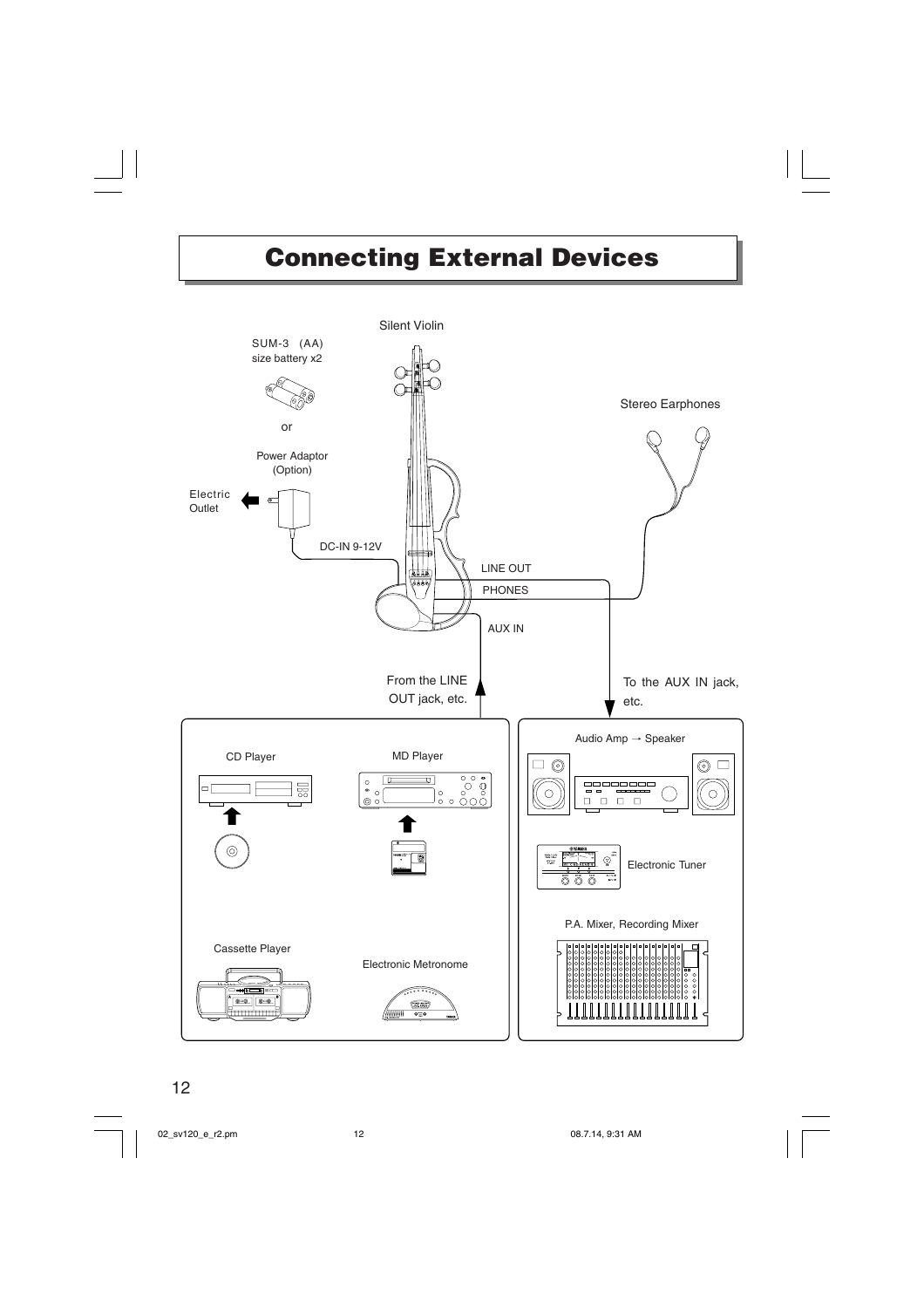# Connecting External Devices

Silent Violin

SUM-3 (AA) size battery x2

or

Power Adaptor (Option)

Electric Outlet

DC-IN 9-12V

Stereo Earphones

LINE OUT

PHONES

AUX IN

From the LINE OUT jack, etc.

To the AUX IN jack, etc.

CD Player

MD Player

Cassette Player

Electronic Metronome

Audio Amp → Speaker

Electronic Tuner

P.A. Mixer, Recording Mixer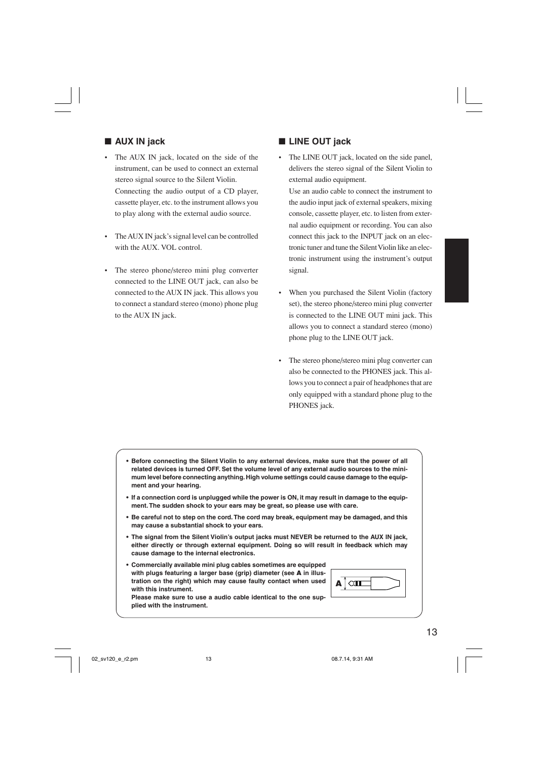## ■ AUX IN jack

- The AUX IN jack, located on the side of the instrument, can be used to connect an external stereo signal source to the Silent Violin. Connecting the audio output of a CD player, cassette player, etc. to the instrument allows you to play along with the external audio source.
- The AUX IN jack's signal level can be controlled with the AUX. VOL control.
- The stereo phone/stereo mini plug converter connected to the LINE OUT jack, can also be connected to the AUX IN jack. This allows you to connect a standard stereo (mono) phone plug to the AUX IN jack.

## ■ LINE OUT jack

- The LINE OUT jack, located on the side panel, delivers the stereo signal of the Silent Violin to external audio equipment. Use an audio cable to connect the instrument to the audio input jack of external speakers, mixing console, cassette player, etc. to listen from external audio equipment or recording. You can also connect this jack to the INPUT jack on an electronic tuner and tune the Silent Violin like an electronic instrument using the instrument's output signal.
- When you purchased the Silent Violin (factory set), the stereo phone/stereo mini plug converter is connected to the LINE OUT mini jack. This allows you to connect a standard stereo (mono) phone plug to the LINE OUT jack.
- The stereo phone/stereo mini plug converter can also be connected to the PHONES jack. This allows you to connect a pair of headphones that are only equipped with a standard phone plug to the PHONES jack.

- **Before connecting the Silent Violin to any external devices, make sure that the power of all related devices is turned OFF. Set the volume level of any external audio sources to the minimum level before connecting anything. High volume settings could cause damage to the equipment and your hearing.**
- **If a connection cord is unplugged while the power is ON, it may result in damage to the equipment. The sudden shock to your ears may be great, so please use with care.**
- **Be careful not to step on the cord. The cord may break, equipment may be damaged, and this may cause a substantial shock to your ears.**
- **The signal from the Silent Violin's output jacks must NEVER be returned to the AUX IN jack, either directly or through external equipment. Doing so will result in feedback which may cause damage to the internal electronics.**
- **Commercially available mini plug cables sometimes are equipped with plugs featuring a larger base (grip) diameter (see A in illustration on the right) which may cause faulty contact when used with this instrument.**
  **Please make sure to use a audio cable identical to the one supplied with the instrument.**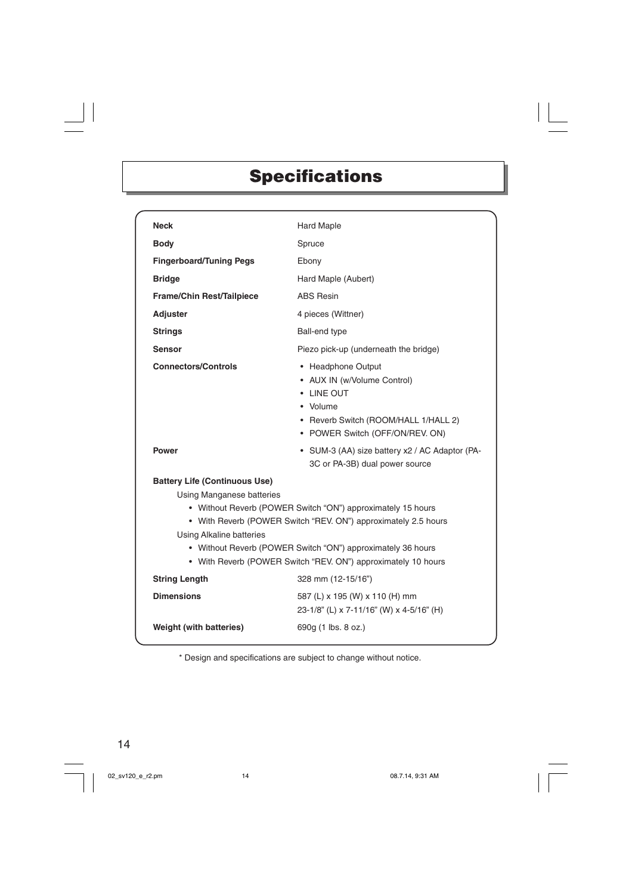# Specifications

| | |
|---|---|
| **Neck** | Hard Maple |
| **Body** | Spruce |
| **Fingerboard/Tuning Pegs** | Ebony |
| **Bridge** | Hard Maple (Aubert) |
| **Frame/Chin Rest/Tailpiece** | ABS Resin |
| **Adjuster** | 4 pieces (Wittner) |
| **Strings** | Ball-end type |
| **Sensor** | Piezo pick-up (underneath the bridge) |
| **Connectors/Controls** | • Headphone Output<br>• AUX IN (w/Volume Control)<br>• LINE OUT<br>• Volume<br>• Reverb Switch (ROOM/HALL 1/HALL 2)<br>• POWER Switch (OFF/ON/REV. ON) |
| **Power** | • SUM-3 (AA) size battery x2 / AC Adaptor (PA-3C or PA-3B) dual power source |

**Battery Life (Continuous Use)**

Using Manganese batteries

- Without Reverb (POWER Switch "ON") approximately 15 hours
- With Reverb (POWER Switch "REV. ON") approximately 2.5 hours

Using Alkaline batteries

- Without Reverb (POWER Switch "ON") approximately 36 hours
- With Reverb (POWER Switch "REV. ON") approximately 10 hours

| | |
|---|---|
| **String Length** | 328 mm (12-15/16") |
| **Dimensions** | 587 (L) x 195 (W) x 110 (H) mm<br>23-1/8" (L) x 7-11/16" (W) x 4-5/16" (H) |
| **Weight (with batteries)** | 690g (1 lbs. 8 oz.) |

\* Design and specifications are subject to change without notice.